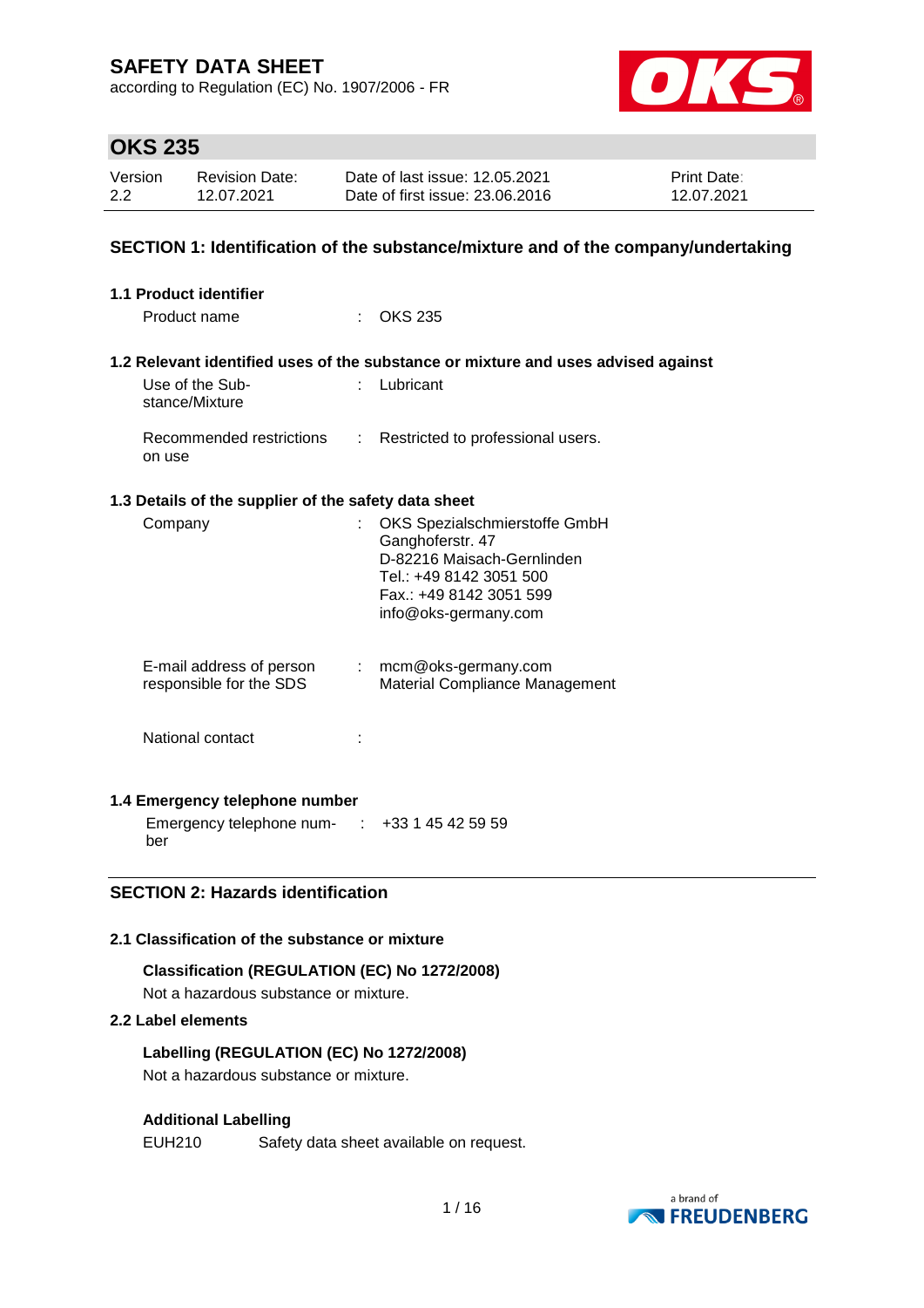# SAFETY DATA SHEET

according to Regulation (EC) No. 1907/2006 - FR

## OKS 235

| Version | Revision Date: | Date of last issue: 12.05.2021 | Print Date: |
|---|---|---|---|
| 2.2 | 12.07.2021 | Date of first issue: 23.06.2016 | 12.07.2021 |

## SECTION 1: Identification of the substance/mixture and of the company/undertaking

### 1.1 Product identifier

Product name : OKS 235

### 1.2 Relevant identified uses of the substance or mixture and uses advised against

Use of the Substance/Mixture : Lubricant

Recommended restrictions on use : Restricted to professional users.

### 1.3 Details of the supplier of the safety data sheet

Company : OKS Spezialschmierstoffe GmbH
Ganghoferstr. 47
D-82216 Maisach-Gernlinden
Tel.: +49 8142 3051 500
Fax.: +49 8142 3051 599
info@oks-germany.com

E-mail address of person responsible for the SDS : mcm@oks-germany.com
Material Compliance Management

National contact :

### 1.4 Emergency telephone number

Emergency telephone number : +33 1 45 42 59 59

## SECTION 2: Hazards identification

### 2.1 Classification of the substance or mixture

**Classification (REGULATION (EC) No 1272/2008)**

Not a hazardous substance or mixture.

### 2.2 Label elements

**Labelling (REGULATION (EC) No 1272/2008)**

Not a hazardous substance or mixture.

**Additional Labelling**

EUH210 Safety data sheet available on request.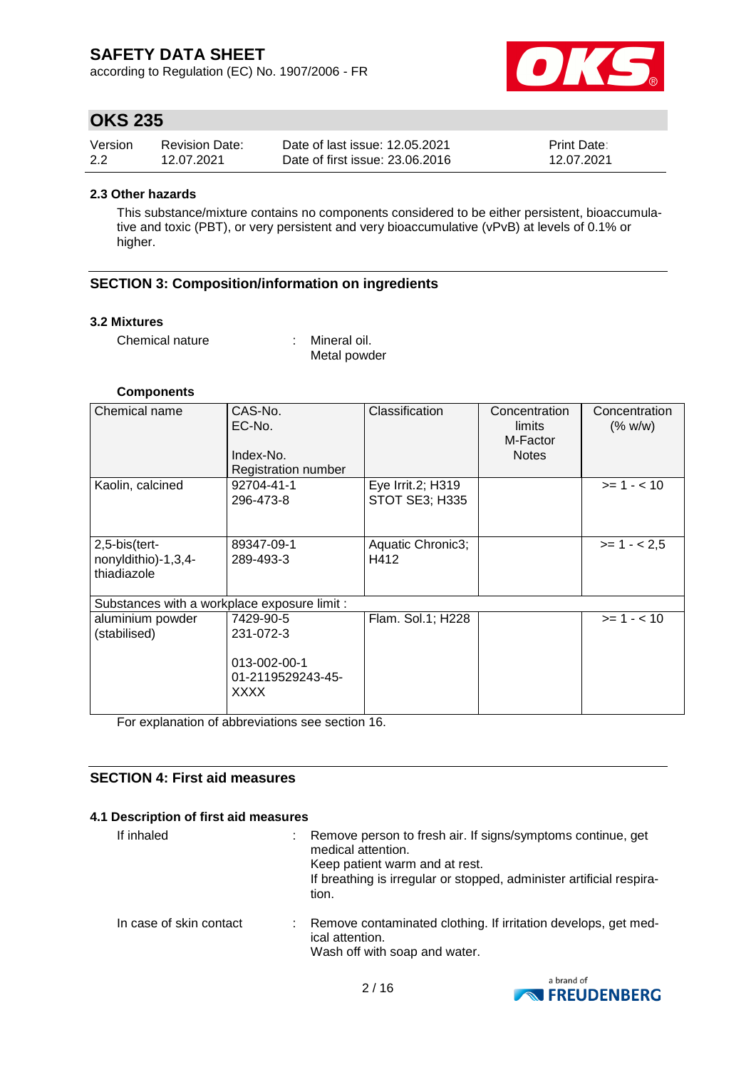### 2.3 Other hazards

This substance/mixture contains no components considered to be either persistent, bioaccumulative and toxic (PBT), or very persistent and very bioaccumulative (vPvB) at levels of 0.1% or higher.

## SECTION 3: Composition/information on ingredients

### 3.2 Mixtures

Chemical nature : Mineral oil.
Metal powder

**Components**

| Chemical name | CAS-No.<br>EC-No.<br><br>Index-No.<br>Registration number | Classification | Concentration limits<br>M-Factor<br>Notes | Concentration (% w/w) |
|---|---|---|---|---|
| Kaolin, calcined | 92704-41-1<br>296-473-8 | Eye Irrit.2; H319<br>STOT SE3; H335 | | >= 1 - < 10 |
| 2,5-bis(tert-nonyldithio)-1,3,4-thiadiazole | 89347-09-1<br>289-493-3 | Aquatic Chronic3; H412 | | >= 1 - < 2,5 |
| Substances with a workplace exposure limit : | | | | |
| aluminium powder (stabilised) | 7429-90-5<br>231-072-3<br><br>013-002-00-1<br>01-2119529243-45-XXXX | Flam. Sol.1; H228 | | >= 1 - < 10 |

For explanation of abbreviations see section 16.

## SECTION 4: First aid measures

### 4.1 Description of first aid measures

If inhaled : Remove person to fresh air. If signs/symptoms continue, get medical attention.
Keep patient warm and at rest.
If breathing is irregular or stopped, administer artificial respiration.

In case of skin contact : Remove contaminated clothing. If irritation develops, get medical attention.
Wash off with soap and water.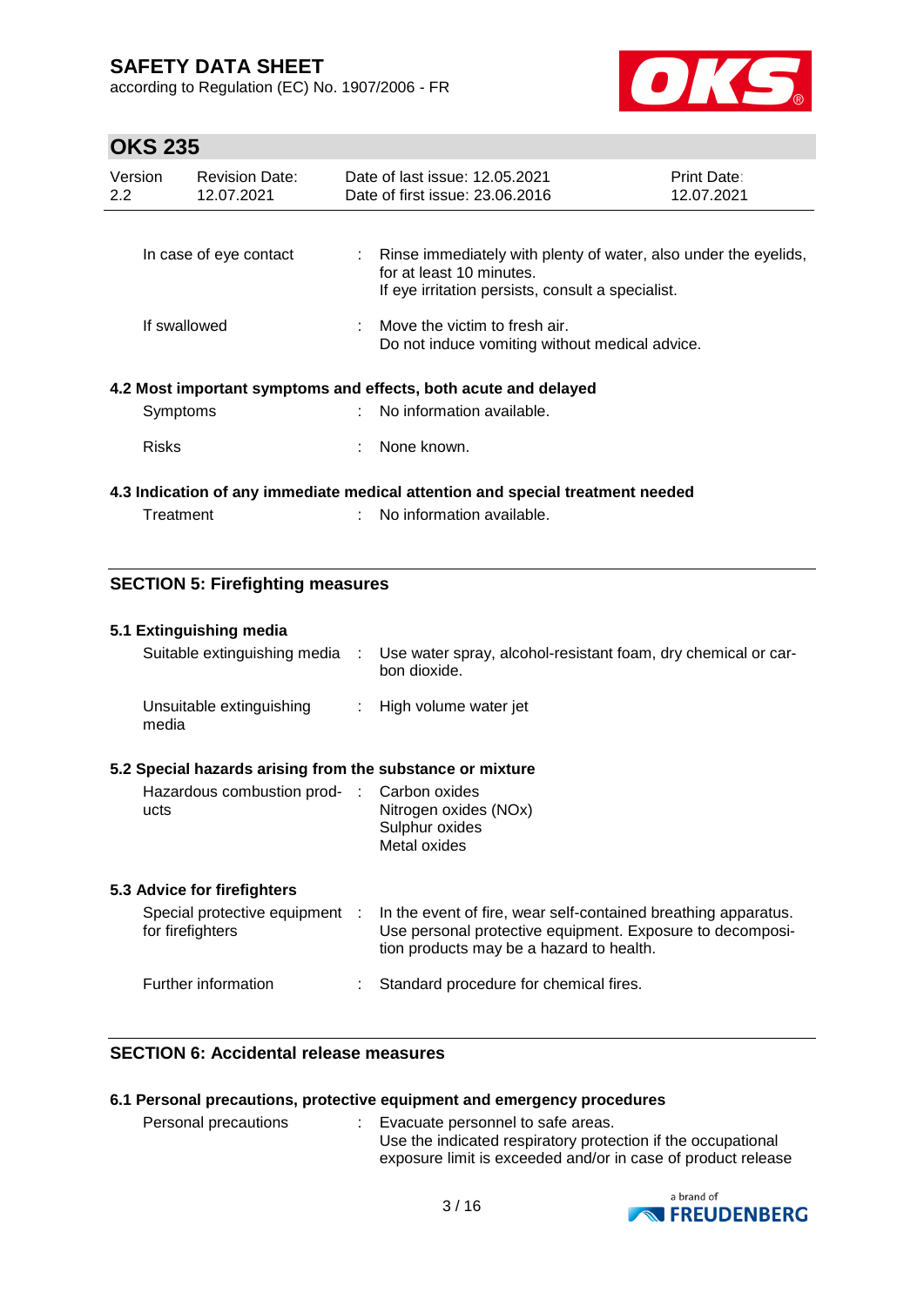| | | |
|---|---|---|
| In case of eye contact | : | Rinse immediately with plenty of water, also under the eyelids, for at least 10 minutes.<br>If eye irritation persists, consult a specialist. |
| If swallowed | : | Move the victim to fresh air.<br>Do not induce vomiting without medical advice. |

### 4.2 Most important symptoms and effects, both acute and delayed

| | | |
|---|---|---|
| Symptoms | : | No information available. |
| Risks | : | None known. |

### 4.3 Indication of any immediate medical attention and special treatment needed

| | | |
|---|---|---|
| Treatment | : | No information available. |

## SECTION 5: Firefighting measures

### 5.1 Extinguishing media

| | | |
|---|---|---|
| Suitable extinguishing media | : | Use water spray, alcohol-resistant foam, dry chemical or carbon dioxide. |
| Unsuitable extinguishing media | : | High volume water jet |

### 5.2 Special hazards arising from the substance or mixture

| | | |
|---|---|---|
| Hazardous combustion products | : | Carbon oxides<br>Nitrogen oxides (NOx)<br>Sulphur oxides<br>Metal oxides |

### 5.3 Advice for firefighters

| | | |
|---|---|---|
| Special protective equipment for firefighters | : | In the event of fire, wear self-contained breathing apparatus.<br>Use personal protective equipment. Exposure to decomposition products may be a hazard to health. |
| Further information | : | Standard procedure for chemical fires. |

## SECTION 6: Accidental release measures

### 6.1 Personal precautions, protective equipment and emergency procedures

| | | |
|---|---|---|
| Personal precautions | : | Evacuate personnel to safe areas.<br>Use the indicated respiratory protection if the occupational exposure limit is exceeded and/or in case of product release |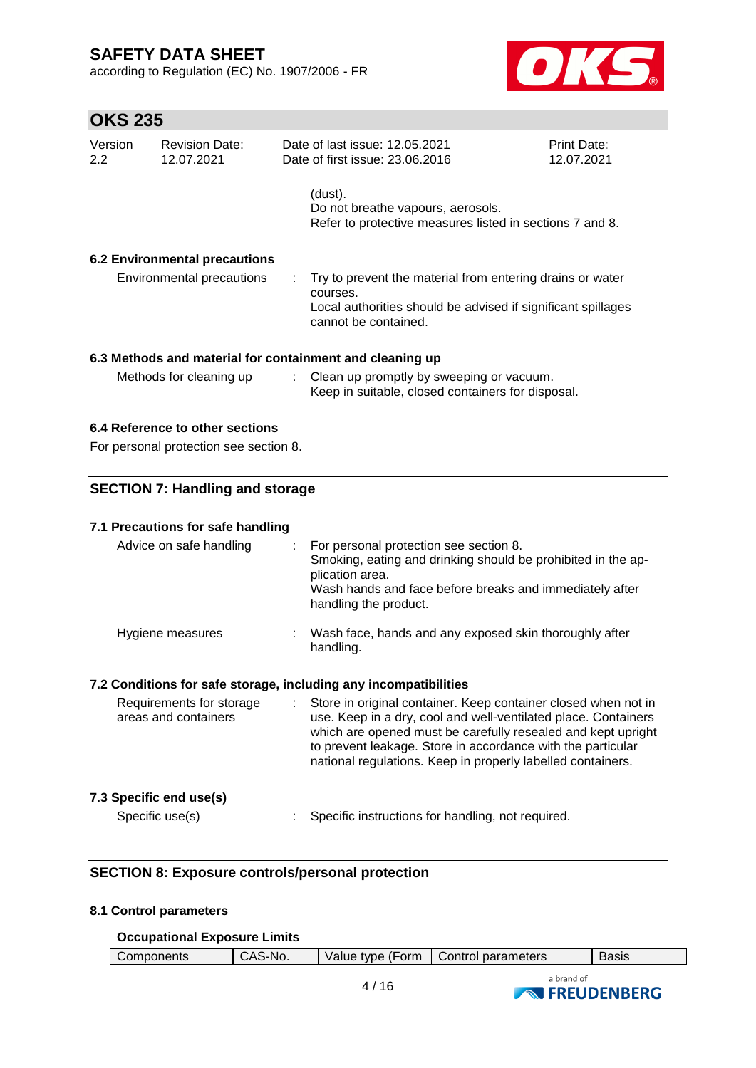(dust).
Do not breathe vapours, aerosols.
Refer to protective measures listed in sections 7 and 8.

### 6.2 Environmental precautions

Environmental precautions : Try to prevent the material from entering drains or water courses.
Local authorities should be advised if significant spillages cannot be contained.

### 6.3 Methods and material for containment and cleaning up

Methods for cleaning up : Clean up promptly by sweeping or vacuum.
Keep in suitable, closed containers for disposal.

### 6.4 Reference to other sections

For personal protection see section 8.

## SECTION 7: Handling and storage

### 7.1 Precautions for safe handling

Advice on safe handling : For personal protection see section 8.
Smoking, eating and drinking should be prohibited in the application area.
Wash hands and face before breaks and immediately after handling the product.

Hygiene measures : Wash face, hands and any exposed skin thoroughly after handling.

### 7.2 Conditions for safe storage, including any incompatibilities

Requirements for storage areas and containers : Store in original container. Keep container closed when not in use. Keep in a dry, cool and well-ventilated place. Containers which are opened must be carefully resealed and kept upright to prevent leakage. Store in accordance with the particular national regulations. Keep in properly labelled containers.

### 7.3 Specific end use(s)

Specific use(s) : Specific instructions for handling, not required.

## SECTION 8: Exposure controls/personal protection

### 8.1 Control parameters

**Occupational Exposure Limits**

| Components | CAS-No. | Value type (Form | Control parameters | Basis |
|---|---|---|---|---|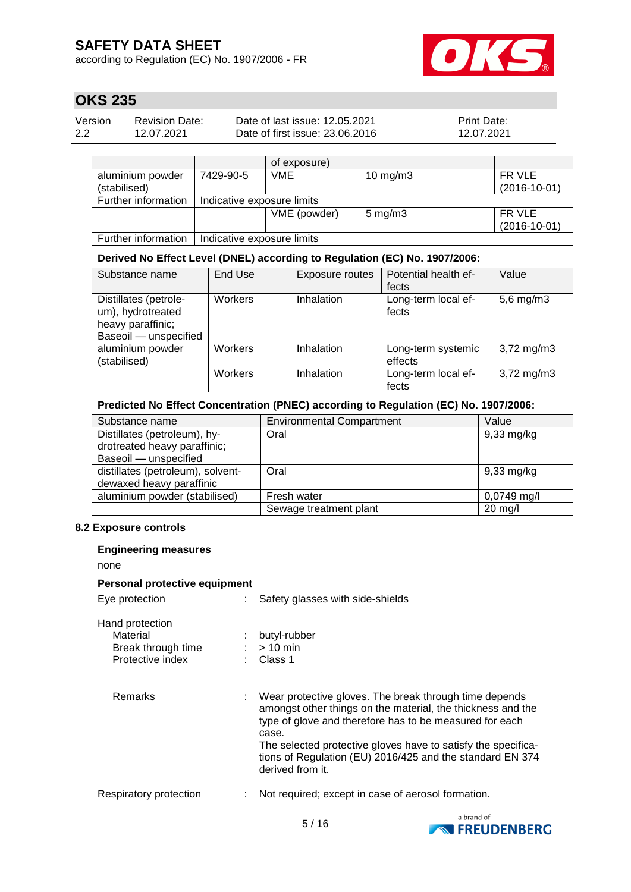| | | of exposure) | | |
|---|---|---|---|---|
| aluminium powder (stabilised) | 7429-90-5 | VME | 10 mg/m3 | FR VLE (2016-10-01) |
| Further information | Indicative exposure limits | | | |
| | | VME (powder) | 5 mg/m3 | FR VLE (2016-10-01) |
| Further information | Indicative exposure limits | | | |

**Derived No Effect Level (DNEL) according to Regulation (EC) No. 1907/2006:**

| Substance name | End Use | Exposure routes | Potential health effects | Value |
|---|---|---|---|---|
| Distillates (petroleum), hydrotreated heavy paraffinic; Baseoil — unspecified | Workers | Inhalation | Long-term local effects | 5,6 mg/m3 |
| aluminium powder (stabilised) | Workers | Inhalation | Long-term systemic effects | 3,72 mg/m3 |
| | Workers | Inhalation | Long-term local effects | 3,72 mg/m3 |

**Predicted No Effect Concentration (PNEC) according to Regulation (EC) No. 1907/2006:**

| Substance name | Environmental Compartment | Value |
|---|---|---|
| Distillates (petroleum), hydrotreated heavy paraffinic; Baseoil — unspecified | Oral | 9,33 mg/kg |
| distillates (petroleum), solvent-dewaxed heavy paraffinic | Oral | 9,33 mg/kg |
| aluminium powder (stabilised) | Fresh water | 0,0749 mg/l |
| | Sewage treatment plant | 20 mg/l |

### 8.2 Exposure controls

**Engineering measures**

none

**Personal protective equipment**

Eye protection : Safety glasses with side-shields

Hand protection
- Material : butyl-rubber
- Break through time : > 10 min
- Protective index : Class 1

- Remarks : Wear protective gloves. The break through time depends amongst other things on the material, the thickness and the type of glove and therefore has to be measured for each case.
The selected protective gloves have to satisfy the specifications of Regulation (EU) 2016/425 and the standard EN 374 derived from it.

Respiratory protection : Not required; except in case of aerosol formation.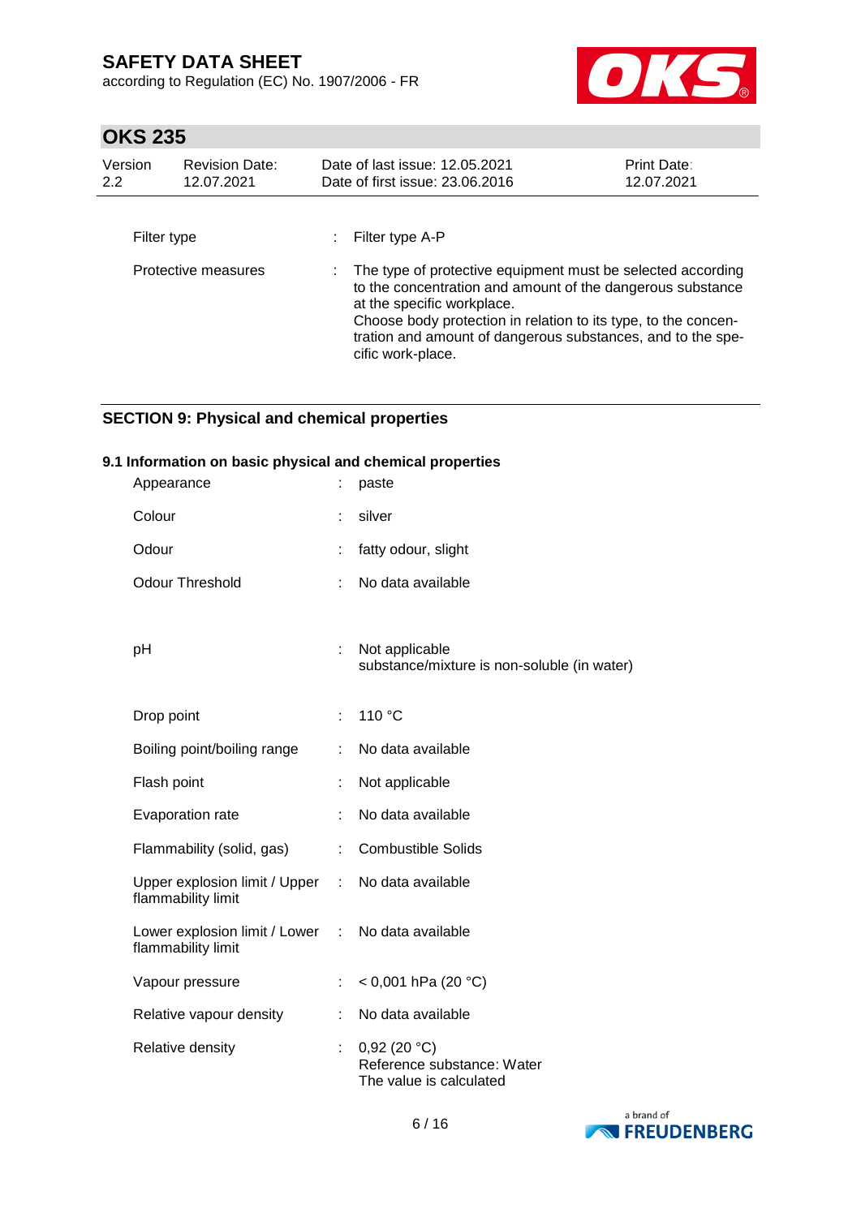| | | |
|---|---|---|
| Filter type | : | Filter type A-P |
| Protective measures | : | The type of protective equipment must be selected according to the concentration and amount of the dangerous substance at the specific workplace.<br>Choose body protection in relation to its type, to the concentration and amount of dangerous substances, and to the specific work-place. |

## SECTION 9: Physical and chemical properties

### 9.1 Information on basic physical and chemical properties

| | | |
|---|---|---|
| Appearance | : | paste |
| Colour | : | silver |
| Odour | : | fatty odour, slight |
| Odour Threshold | : | No data available |
| pH | : | Not applicable<br>substance/mixture is non-soluble (in water) |
| Drop point | : | 110 °C |
| Boiling point/boiling range | : | No data available |
| Flash point | : | Not applicable |
| Evaporation rate | : | No data available |
| Flammability (solid, gas) | : | Combustible Solids |
| Upper explosion limit / Upper flammability limit | : | No data available |
| Lower explosion limit / Lower flammability limit | : | No data available |
| Vapour pressure | : | < 0,001 hPa (20 °C) |
| Relative vapour density | : | No data available |
| Relative density | : | 0,92 (20 °C)<br>Reference substance: Water<br>The value is calculated |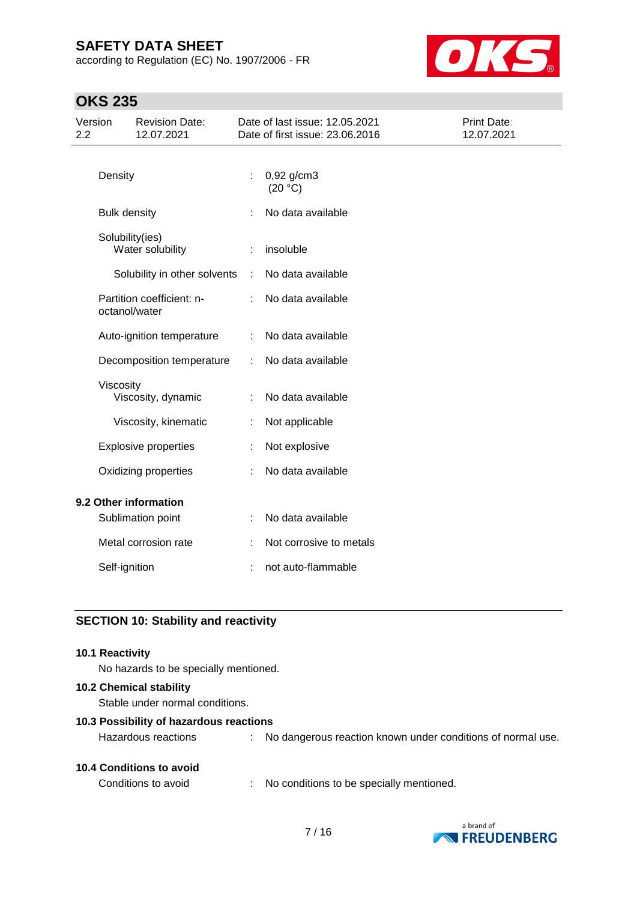| Property | | Value |
|---|---|---|
| Density | : | 0,92 g/cm3 (20 °C) |
| Bulk density | : | No data available |
| Solubility(ies) | | |
| Water solubility | : | insoluble |
| Solubility in other solvents | : | No data available |
| Partition coefficient: n-octanol/water | : | No data available |
| Auto-ignition temperature | : | No data available |
| Decomposition temperature | : | No data available |
| Viscosity | | |
| Viscosity, dynamic | : | No data available |
| Viscosity, kinematic | : | Not applicable |
| Explosive properties | : | Not explosive |
| Oxidizing properties | : | No data available |

### 9.2 Other information

| Property | | Value |
|---|---|---|
| Sublimation point | : | No data available |
| Metal corrosion rate | : | Not corrosive to metals |
| Self-ignition | : | not auto-flammable |

## SECTION 10: Stability and reactivity

### 10.1 Reactivity

No hazards to be specially mentioned.

### 10.2 Chemical stability

Stable under normal conditions.

### 10.3 Possibility of hazardous reactions

Hazardous reactions : No dangerous reaction known under conditions of normal use.

### 10.4 Conditions to avoid

Conditions to avoid : No conditions to be specially mentioned.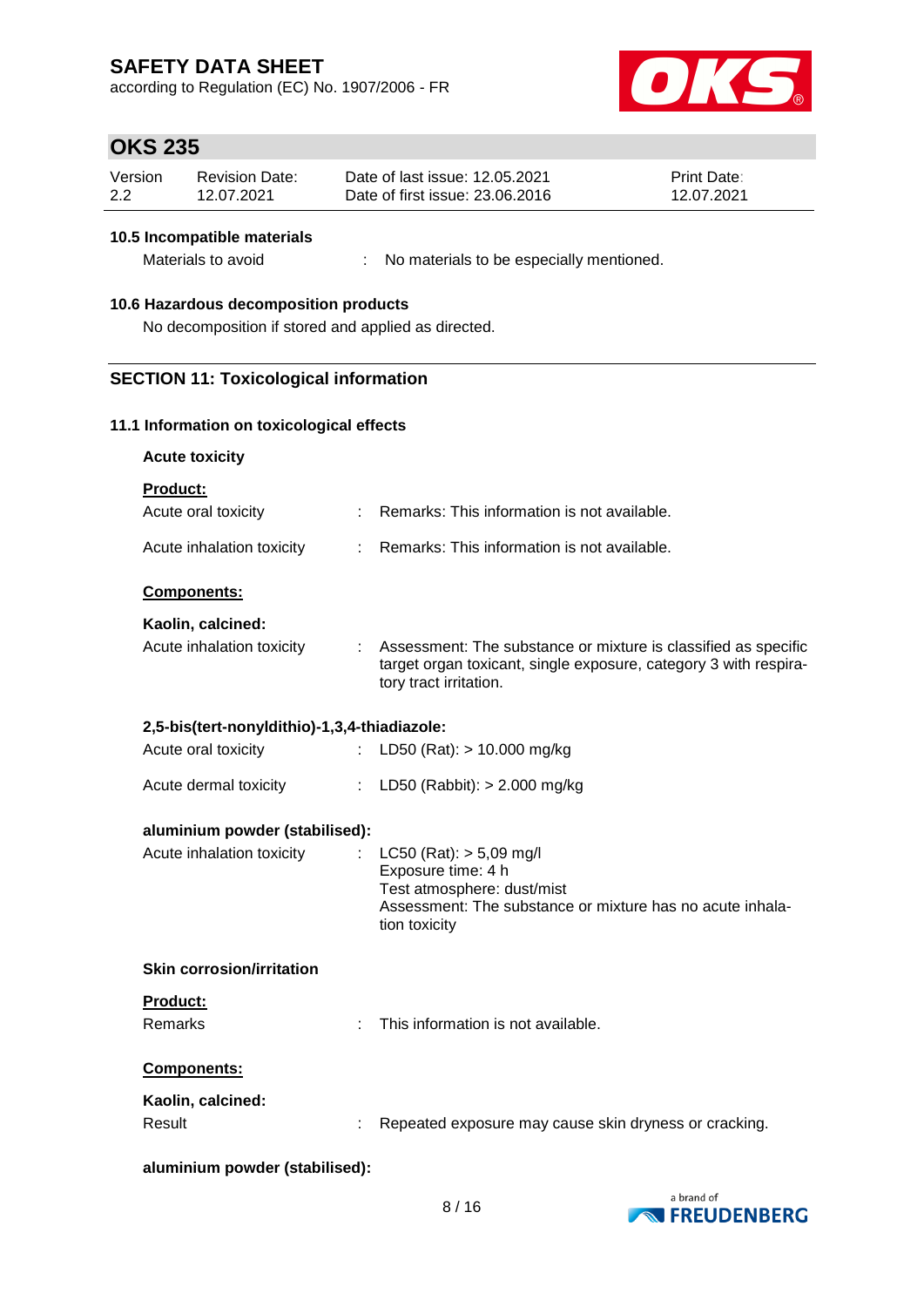### 10.5 Incompatible materials

Materials to avoid : No materials to be especially mentioned.

### 10.6 Hazardous decomposition products

No decomposition if stored and applied as directed.

## SECTION 11: Toxicological information

### 11.1 Information on toxicological effects

**Acute toxicity**

**Product:**

Acute oral toxicity : Remarks: This information is not available.

Acute inhalation toxicity : Remarks: This information is not available.

**Components:**

**Kaolin, calcined:**

Acute inhalation toxicity : Assessment: The substance or mixture is classified as specific target organ toxicant, single exposure, category 3 with respiratory tract irritation.

**2,5-bis(tert-nonyldithio)-1,3,4-thiadiazole:**

Acute oral toxicity : LD50 (Rat): > 10.000 mg/kg

Acute dermal toxicity : LD50 (Rabbit): > 2.000 mg/kg

**aluminium powder (stabilised):**

Acute inhalation toxicity : LC50 (Rat): > 5,09 mg/l
Exposure time: 4 h
Test atmosphere: dust/mist
Assessment: The substance or mixture has no acute inhalation toxicity

**Skin corrosion/irritation**

**Product:**

Remarks : This information is not available.

**Components:**

**Kaolin, calcined:**

Result : Repeated exposure may cause skin dryness or cracking.

**aluminium powder (stabilised):**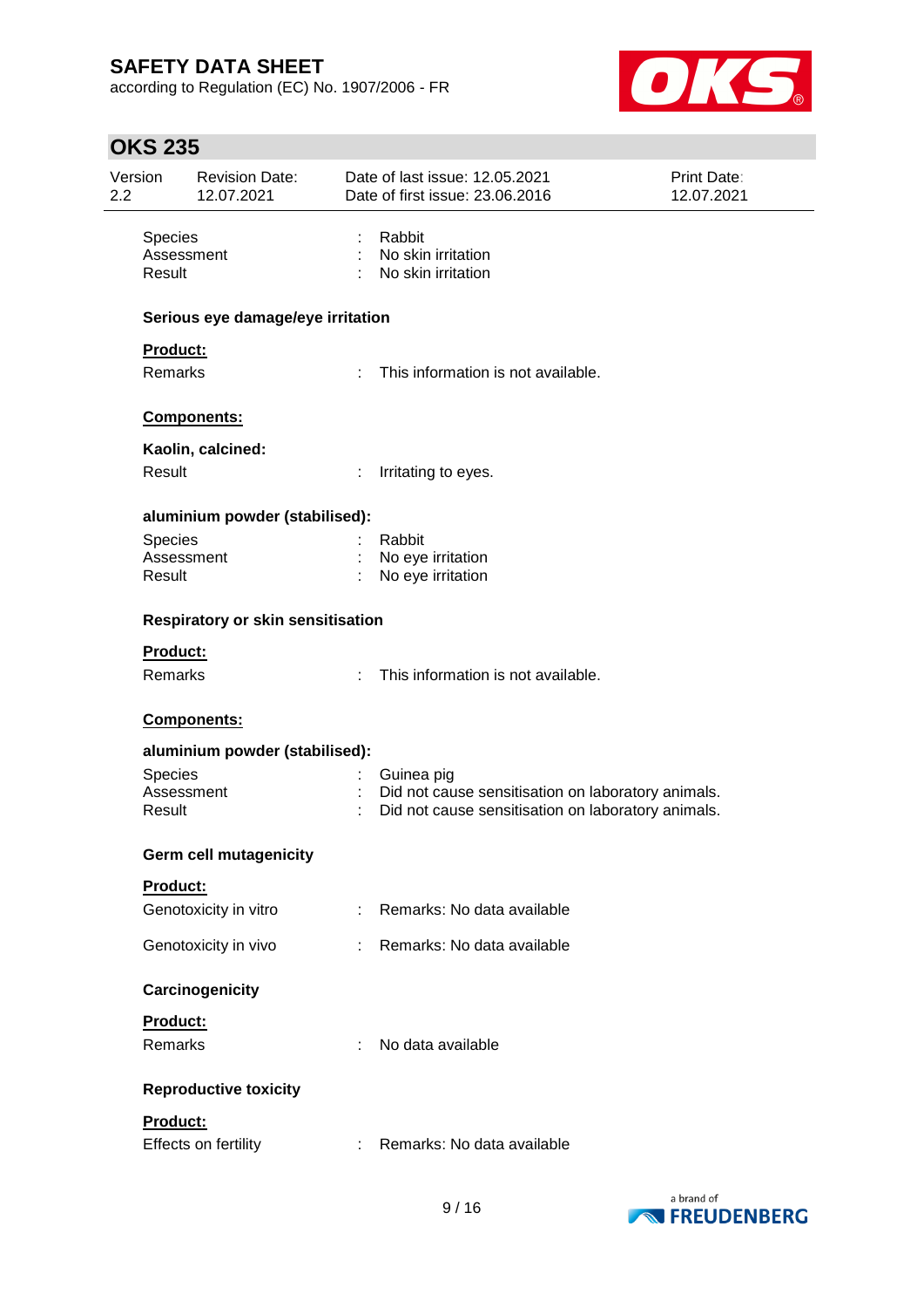| | | |
|---|---|---|
| Species | : | Rabbit |
| Assessment | : | No skin irritation |
| Result | : | No skin irritation |

**Serious eye damage/eye irritation**

**Product:**

Remarks : This information is not available.

**Components:**

**Kaolin, calcined:**

Result : Irritating to eyes.

**aluminium powder (stabilised):**

| | | |
|---|---|---|
| Species | : | Rabbit |
| Assessment | : | No eye irritation |
| Result | : | No eye irritation |

**Respiratory or skin sensitisation**

**Product:**

Remarks : This information is not available.

**Components:**

**aluminium powder (stabilised):**

| | | |
|---|---|---|
| Species | : | Guinea pig |
| Assessment | : | Did not cause sensitisation on laboratory animals. |
| Result | : | Did not cause sensitisation on laboratory animals. |

**Germ cell mutagenicity**

**Product:**

Genotoxicity in vitro : Remarks: No data available

Genotoxicity in vivo : Remarks: No data available

**Carcinogenicity**

**Product:**

Remarks : No data available

**Reproductive toxicity**

**Product:**

Effects on fertility : Remarks: No data available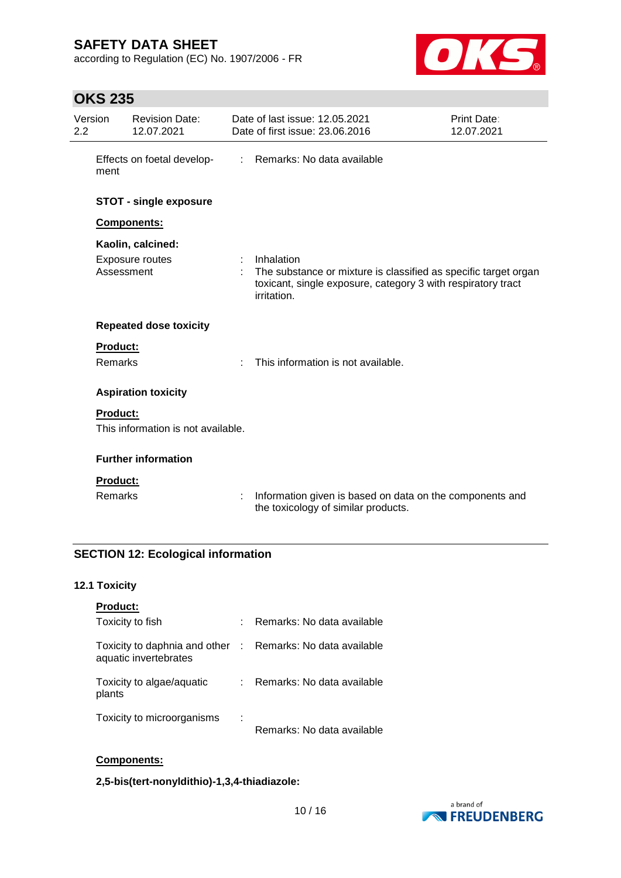Effects on foetal development : Remarks: No data available

**STOT - single exposure**

**Components:**

**Kaolin, calcined:**

Exposure routes : Inhalation

Assessment : The substance or mixture is classified as specific target organ toxicant, single exposure, category 3 with respiratory tract irritation.

**Repeated dose toxicity**

**Product:**

Remarks : This information is not available.

**Aspiration toxicity**

**Product:**

This information is not available.

**Further information**

**Product:**

Remarks : Information given is based on data on the components and the toxicology of similar products.

## SECTION 12: Ecological information

### 12.1 Toxicity

**Product:**

Toxicity to fish : Remarks: No data available

Toxicity to daphnia and other aquatic invertebrates : Remarks: No data available

Toxicity to algae/aquatic plants : Remarks: No data available

Toxicity to microorganisms : Remarks: No data available

**Components:**

**2,5-bis(tert-nonyldithio)-1,3,4-thiadiazole:**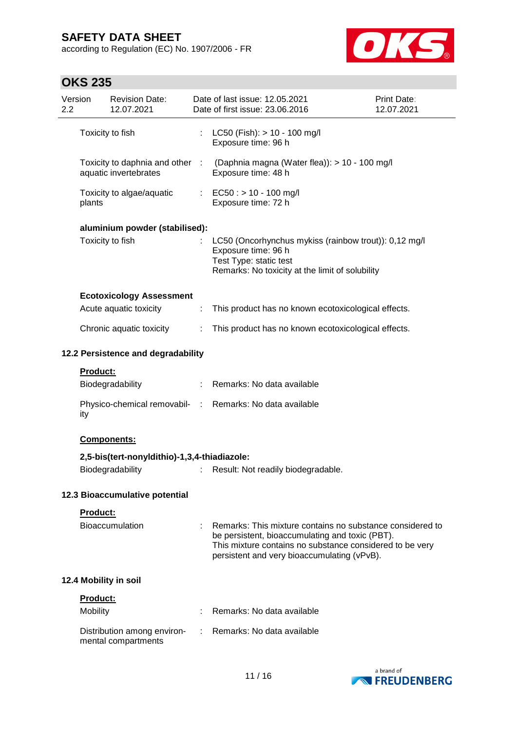Toxicity to fish : LC50 (Fish): > 10 - 100 mg/l
Exposure time: 96 h

Toxicity to daphnia and other aquatic invertebrates : (Daphnia magna (Water flea)): > 10 - 100 mg/l
Exposure time: 48 h

Toxicity to algae/aquatic plants : EC50 : > 10 - 100 mg/l
Exposure time: 72 h

**aluminium powder (stabilised):**

Toxicity to fish : LC50 (Oncorhynchus mykiss (rainbow trout)): 0,12 mg/l
Exposure time: 96 h
Test Type: static test
Remarks: No toxicity at the limit of solubility

**Ecotoxicology Assessment**

Acute aquatic toxicity : This product has no known ecotoxicological effects.

Chronic aquatic toxicity : This product has no known ecotoxicological effects.

### 12.2 Persistence and degradability

**Product:**

Biodegradability : Remarks: No data available

Physico-chemical removability : Remarks: No data available

**Components:**

**2,5-bis(tert-nonyldithio)-1,3,4-thiadiazole:**

Biodegradability : Result: Not readily biodegradable.

### 12.3 Bioaccumulative potential

**Product:**

Bioaccumulation : Remarks: This mixture contains no substance considered to be persistent, bioaccumulating and toxic (PBT).
This mixture contains no substance considered to be very persistent and very bioaccumulating (vPvB).

### 12.4 Mobility in soil

**Product:**

Mobility : Remarks: No data available

Distribution among environmental compartments : Remarks: No data available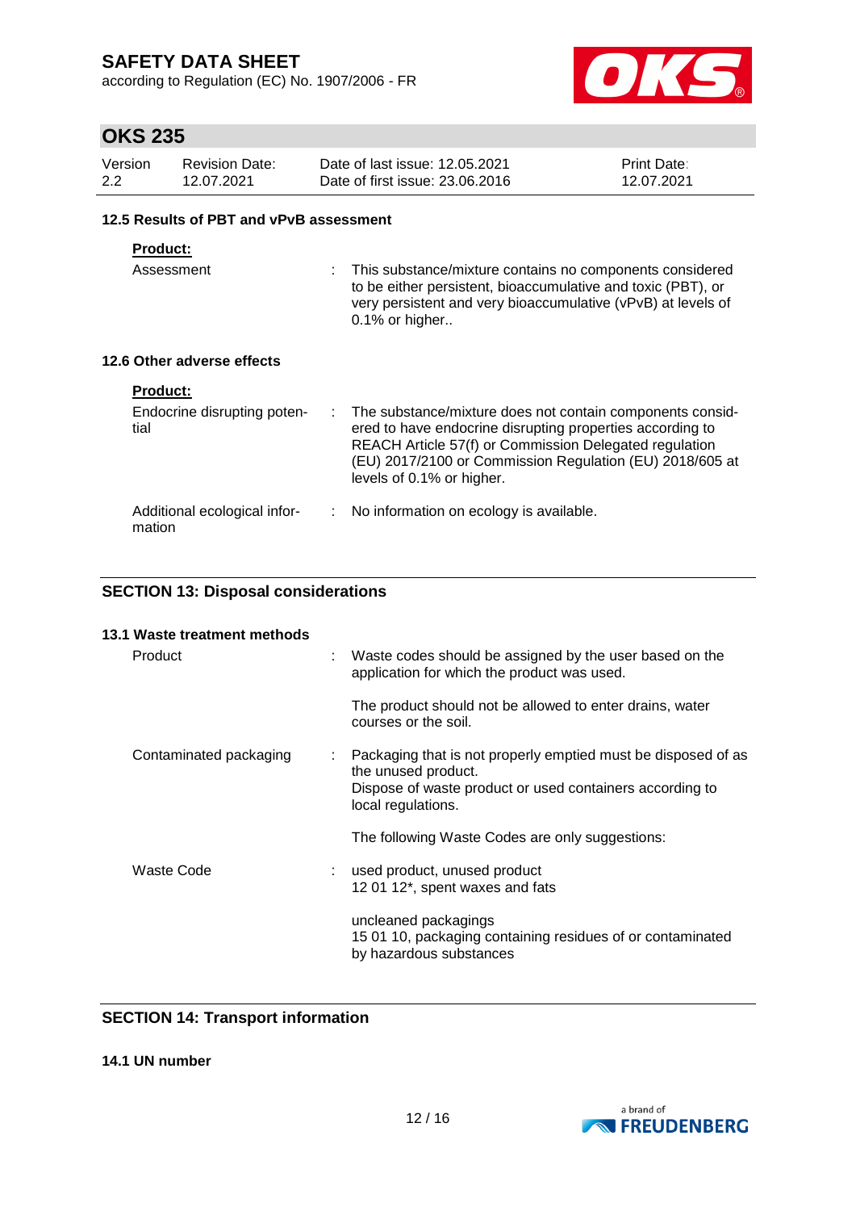### 12.5 Results of PBT and vPvB assessment

**Product:**

| | | |
|---|---|---|
| Assessment | : | This substance/mixture contains no components considered to be either persistent, bioaccumulative and toxic (PBT), or very persistent and very bioaccumulative (vPvB) at levels of 0.1% or higher.. |

### 12.6 Other adverse effects

**Product:**

| | | |
|---|---|---|
| Endocrine disrupting potential | : | The substance/mixture does not contain components considered to have endocrine disrupting properties according to REACH Article 57(f) or Commission Delegated regulation (EU) 2017/2100 or Commission Regulation (EU) 2018/605 at levels of 0.1% or higher. |
| Additional ecological information | : | No information on ecology is available. |

## SECTION 13: Disposal considerations

### 13.1 Waste treatment methods

| | | |
|---|---|---|
| Product | : | Waste codes should be assigned by the user based on the application for which the product was used.<br><br>The product should not be allowed to enter drains, water courses or the soil. |
| Contaminated packaging | : | Packaging that is not properly emptied must be disposed of as the unused product.<br>Dispose of waste product or used containers according to local regulations.<br><br>The following Waste Codes are only suggestions: |
| Waste Code | : | used product, unused product<br>12 01 12*, spent waxes and fats<br><br>uncleaned packagings<br>15 01 10, packaging containing residues of or contaminated by hazardous substances |

## SECTION 14: Transport information

### 14.1 UN number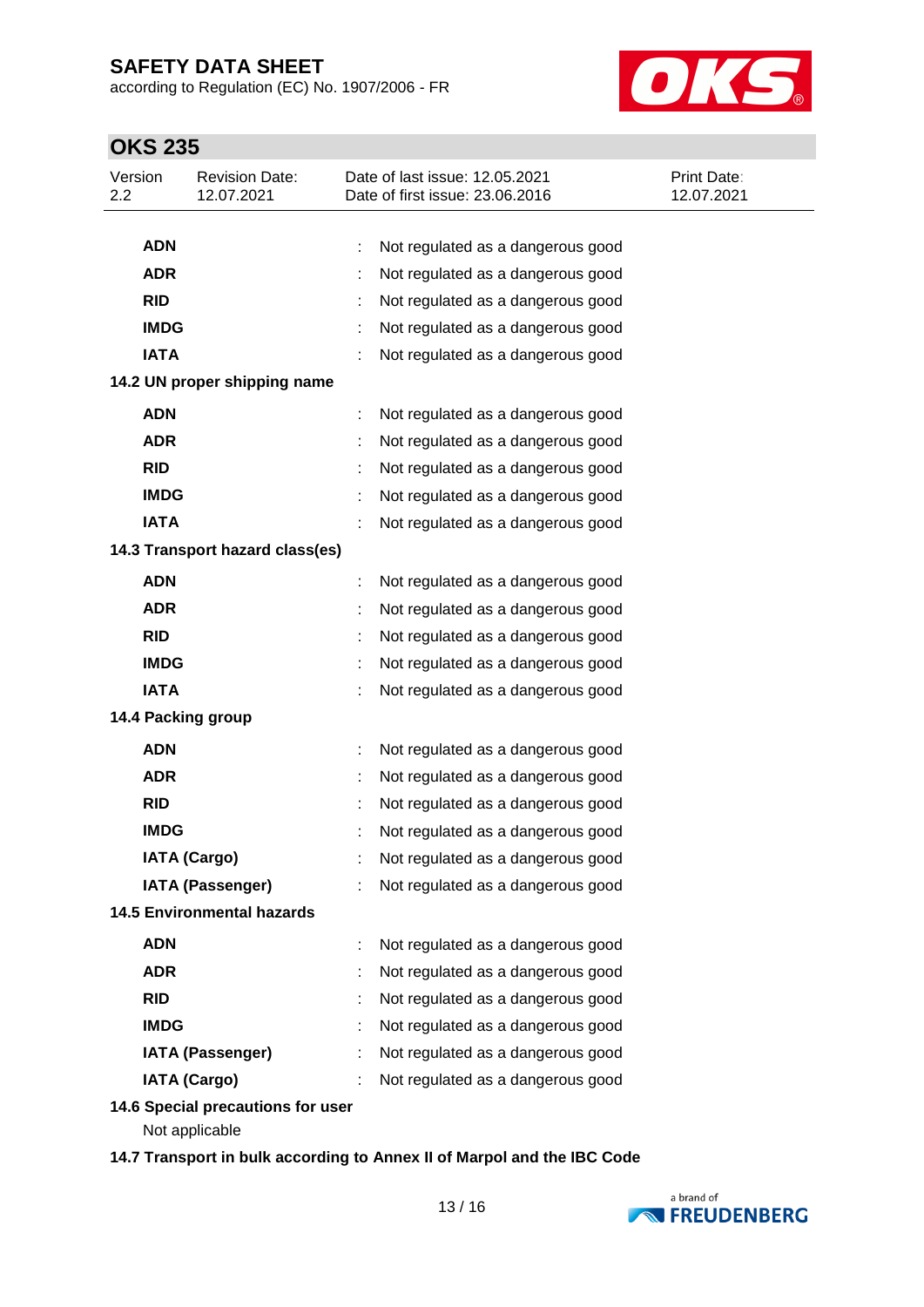| | | |
|---|---|---|
| **ADN** | : | Not regulated as a dangerous good |
| **ADR** | : | Not regulated as a dangerous good |
| **RID** | : | Not regulated as a dangerous good |
| **IMDG** | : | Not regulated as a dangerous good |
| **IATA** | : | Not regulated as a dangerous good |

**14.2 UN proper shipping name**

| | | |
|---|---|---|
| **ADN** | : | Not regulated as a dangerous good |
| **ADR** | : | Not regulated as a dangerous good |
| **RID** | : | Not regulated as a dangerous good |
| **IMDG** | : | Not regulated as a dangerous good |
| **IATA** | : | Not regulated as a dangerous good |

**14.3 Transport hazard class(es)**

| | | |
|---|---|---|
| **ADN** | : | Not regulated as a dangerous good |
| **ADR** | : | Not regulated as a dangerous good |
| **RID** | : | Not regulated as a dangerous good |
| **IMDG** | : | Not regulated as a dangerous good |
| **IATA** | : | Not regulated as a dangerous good |

**14.4 Packing group**

| | | |
|---|---|---|
| **ADN** | : | Not regulated as a dangerous good |
| **ADR** | : | Not regulated as a dangerous good |
| **RID** | : | Not regulated as a dangerous good |
| **IMDG** | : | Not regulated as a dangerous good |
| **IATA (Cargo)** | : | Not regulated as a dangerous good |
| **IATA (Passenger)** | : | Not regulated as a dangerous good |

**14.5 Environmental hazards**

| | | |
|---|---|---|
| **ADN** | : | Not regulated as a dangerous good |
| **ADR** | : | Not regulated as a dangerous good |
| **RID** | : | Not regulated as a dangerous good |
| **IMDG** | : | Not regulated as a dangerous good |
| **IATA (Passenger)** | : | Not regulated as a dangerous good |
| **IATA (Cargo)** | : | Not regulated as a dangerous good |

**14.6 Special precautions for user**

Not applicable

**14.7 Transport in bulk according to Annex II of Marpol and the IBC Code**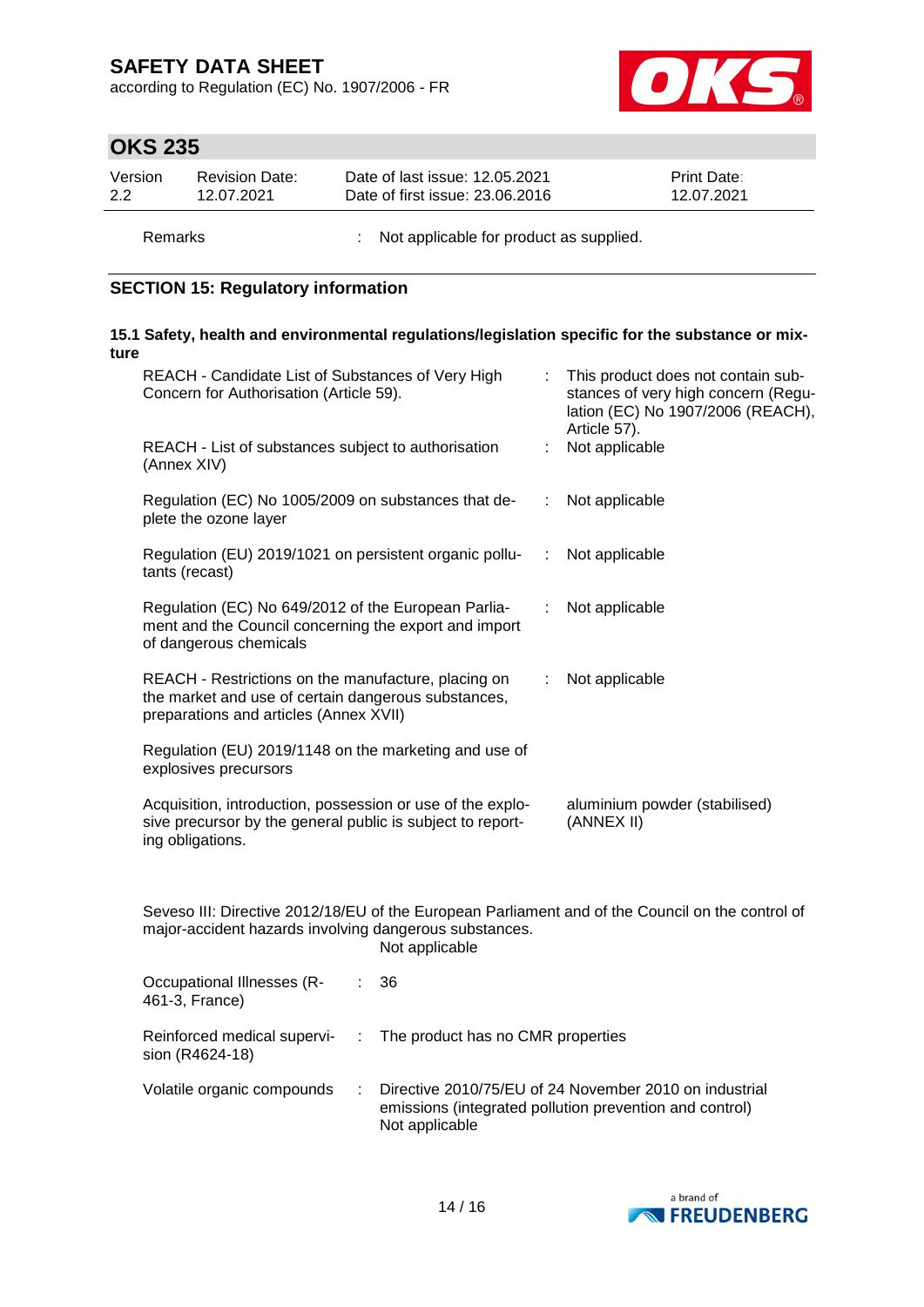Remarks : Not applicable for product as supplied.

## SECTION 15: Regulatory information

### 15.1 Safety, health and environmental regulations/legislation specific for the substance or mixture

| | | |
|---|---|---|
| REACH - Candidate List of Substances of Very High Concern for Authorisation (Article 59). | : | This product does not contain substances of very high concern (Regulation (EC) No 1907/2006 (REACH), Article 57). |
| REACH - List of substances subject to authorisation (Annex XIV) | : | Not applicable |
| Regulation (EC) No 1005/2009 on substances that deplete the ozone layer | : | Not applicable |
| Regulation (EU) 2019/1021 on persistent organic pollutants (recast) | : | Not applicable |
| Regulation (EC) No 649/2012 of the European Parliament and the Council concerning the export and import of dangerous chemicals | : | Not applicable |
| REACH - Restrictions on the manufacture, placing on the market and use of certain dangerous substances, preparations and articles (Annex XVII) | : | Not applicable |
| Regulation (EU) 2019/1148 on the marketing and use of explosives precursors | | |
| Acquisition, introduction, possession or use of the explosive precursor by the general public is subject to reporting obligations. | | aluminium powder (stabilised) (ANNEX II) |

Seveso III: Directive 2012/18/EU of the European Parliament and of the Council on the control of major-accident hazards involving dangerous substances.
Not applicable

| | | |
|---|---|---|
| Occupational Illnesses (R-461-3, France) | : | 36 |
| Reinforced medical supervision (R4624-18) | : | The product has no CMR properties |
| Volatile organic compounds | : | Directive 2010/75/EU of 24 November 2010 on industrial emissions (integrated pollution prevention and control)<br>Not applicable |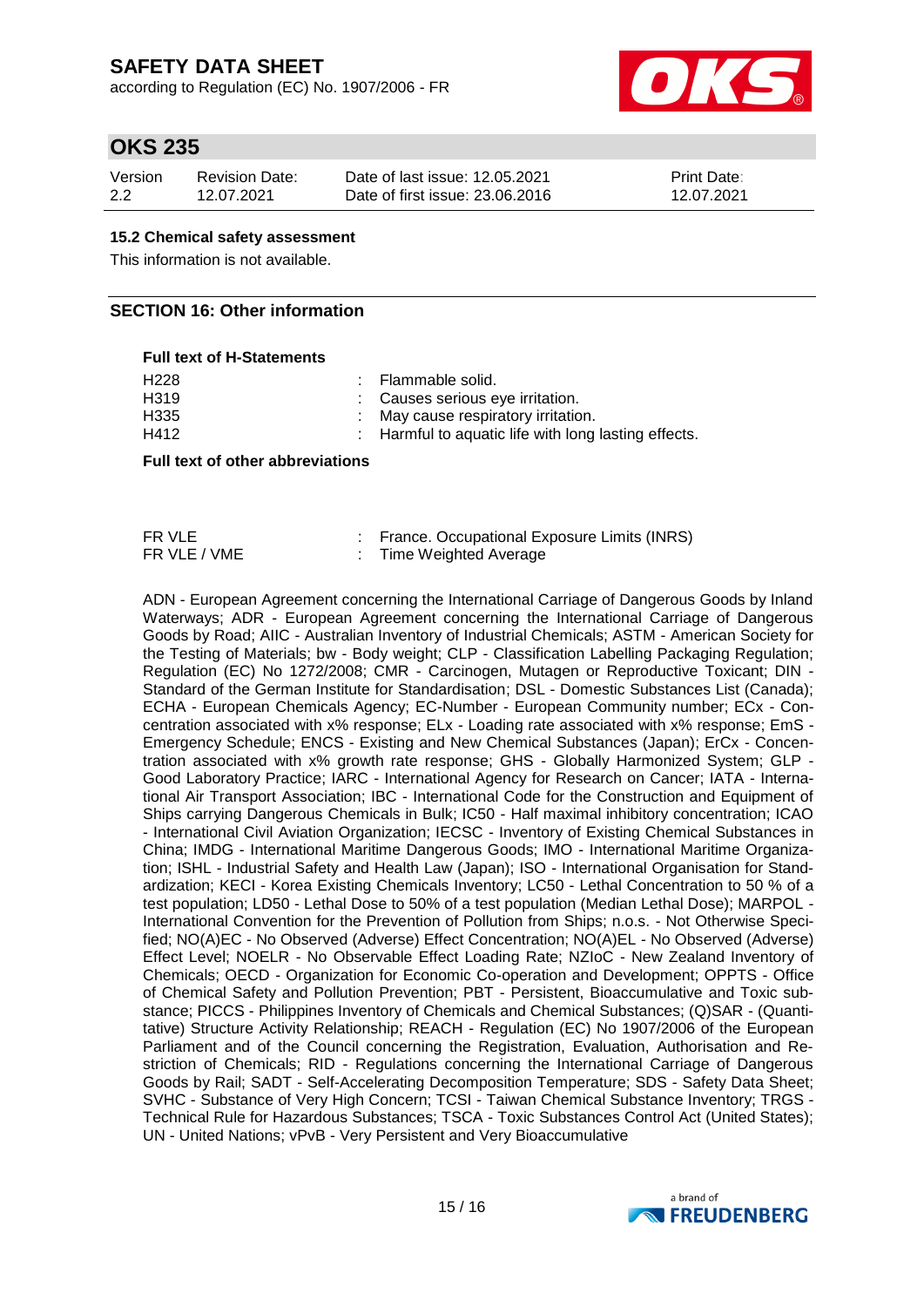### 15.2 Chemical safety assessment

This information is not available.

## SECTION 16: Other information

**Full text of H-Statements**

| | | |
|---|---|---|
| H228 | : | Flammable solid. |
| H319 | : | Causes serious eye irritation. |
| H335 | : | May cause respiratory irritation. |
| H412 | : | Harmful to aquatic life with long lasting effects. |

**Full text of other abbreviations**

| | | |
|---|---|---|
| FR VLE | : | France. Occupational Exposure Limits (INRS) |
| FR VLE / VME | : | Time Weighted Average |

ADN - European Agreement concerning the International Carriage of Dangerous Goods by Inland Waterways; ADR - European Agreement concerning the International Carriage of Dangerous Goods by Road; AIIC - Australian Inventory of Industrial Chemicals; ASTM - American Society for the Testing of Materials; bw - Body weight; CLP - Classification Labelling Packaging Regulation; Regulation (EC) No 1272/2008; CMR - Carcinogen, Mutagen or Reproductive Toxicant; DIN - Standard of the German Institute for Standardisation; DSL - Domestic Substances List (Canada); ECHA - European Chemicals Agency; EC-Number - European Community number; ECx - Concentration associated with x% response; ELx - Loading rate associated with x% response; EmS - Emergency Schedule; ENCS - Existing and New Chemical Substances (Japan); ErCx - Concentration associated with x% growth rate response; GHS - Globally Harmonized System; GLP - Good Laboratory Practice; IARC - International Agency for Research on Cancer; IATA - International Air Transport Association; IBC - International Code for the Construction and Equipment of Ships carrying Dangerous Chemicals in Bulk; IC50 - Half maximal inhibitory concentration; ICAO - International Civil Aviation Organization; IECSC - Inventory of Existing Chemical Substances in China; IMDG - International Maritime Dangerous Goods; IMO - International Maritime Organization; ISHL - Industrial Safety and Health Law (Japan); ISO - International Organisation for Standardization; KECI - Korea Existing Chemicals Inventory; LC50 - Lethal Concentration to 50 % of a test population; LD50 - Lethal Dose to 50% of a test population (Median Lethal Dose); MARPOL - International Convention for the Prevention of Pollution from Ships; n.o.s. - Not Otherwise Specified; NO(A)EC - No Observed (Adverse) Effect Concentration; NO(A)EL - No Observed (Adverse) Effect Level; NOELR - No Observable Effect Loading Rate; NZIoC - New Zealand Inventory of Chemicals; OECD - Organization for Economic Co-operation and Development; OPPTS - Office of Chemical Safety and Pollution Prevention; PBT - Persistent, Bioaccumulative and Toxic substance; PICCS - Philippines Inventory of Chemicals and Chemical Substances; (Q)SAR - (Quantitative) Structure Activity Relationship; REACH - Regulation (EC) No 1907/2006 of the European Parliament and of the Council concerning the Registration, Evaluation, Authorisation and Restriction of Chemicals; RID - Regulations concerning the International Carriage of Dangerous Goods by Rail; SADT - Self-Accelerating Decomposition Temperature; SDS - Safety Data Sheet; SVHC - Substance of Very High Concern; TCSI - Taiwan Chemical Substance Inventory; TRGS - Technical Rule for Hazardous Substances; TSCA - Toxic Substances Control Act (United States); UN - United Nations; vPvB - Very Persistent and Very Bioaccumulative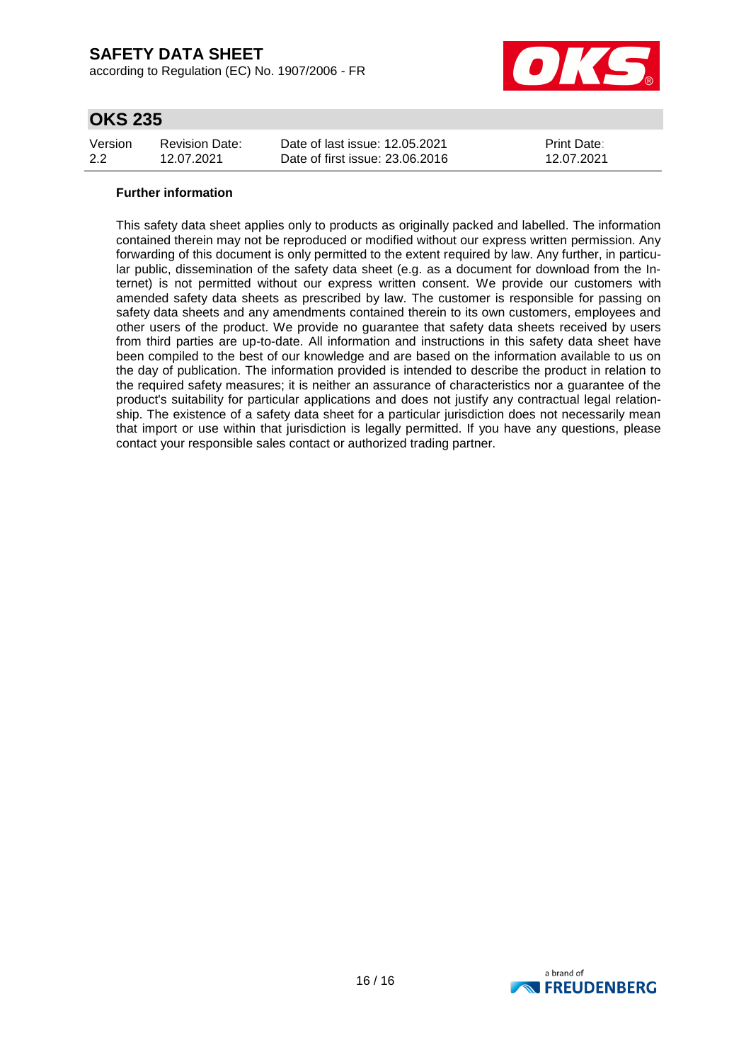**Further information**

This safety data sheet applies only to products as originally packed and labelled. The information contained therein may not be reproduced or modified without our express written permission. Any forwarding of this document is only permitted to the extent required by law. Any further, in particular public, dissemination of the safety data sheet (e.g. as a document for download from the Internet) is not permitted without our express written consent. We provide our customers with amended safety data sheets as prescribed by law. The customer is responsible for passing on safety data sheets and any amendments contained therein to its own customers, employees and other users of the product. We provide no guarantee that safety data sheets received by users from third parties are up-to-date. All information and instructions in this safety data sheet have been compiled to the best of our knowledge and are based on the information available to us on the day of publication. The information provided is intended to describe the product in relation to the required safety measures; it is neither an assurance of characteristics nor a guarantee of the product's suitability for particular applications and does not justify any contractual legal relationship. The existence of a safety data sheet for a particular jurisdiction does not necessarily mean that import or use within that jurisdiction is legally permitted. If you have any questions, please contact your responsible sales contact or authorized trading partner.